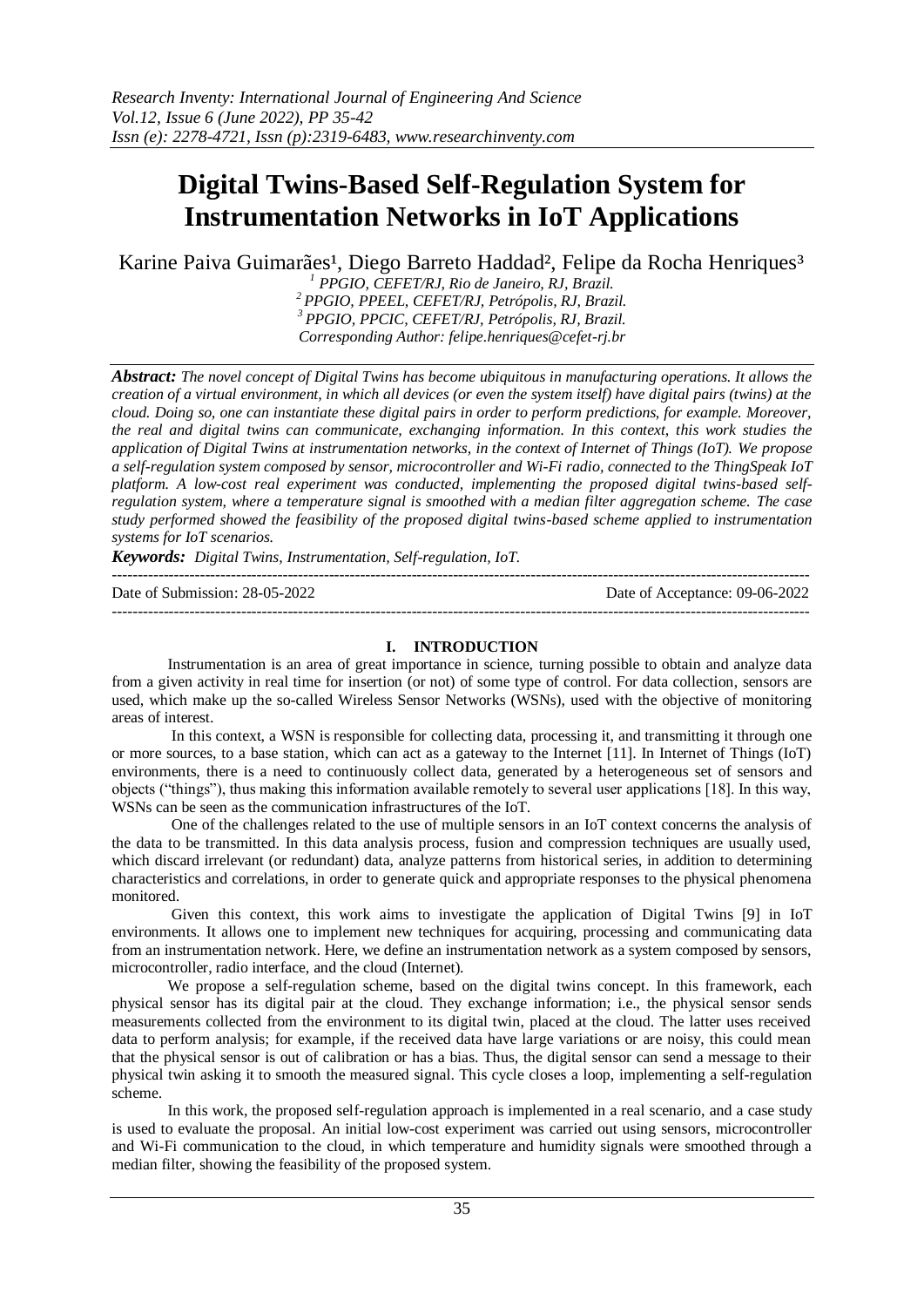# Digital Twins-Based Self-Regulation System for Instrumentation Networks in IoT Applications

Karine Paiva Guimarães[1], Diego Barreto Haddad[2], Felipe da Rocha Henriques[3]

[1] PPGIO, CEFET/RJ, Rio de Janeiro, RJ, Brazil.
[2] PPGIO, PPEEL, CEFET/RJ, Petrópolis, RJ, Brazil.
[3] PPGIO, PPCIC, CEFET/RJ, Petrópolis, RJ, Brazil.
Corresponding Author: felipe.henriques@cefet-rj.br

***Abstract:*** *The novel concept of Digital Twins has become ubiquitous in manufacturing operations. It allows the creation of a virtual environment, in which all devices (or even the system itself) have digital pairs (twins) at the cloud. Doing so, one can instantiate these digital pairs in order to perform predictions, for example. Moreover, the real and digital twins can communicate, exchanging information. In this context, this work studies the application of Digital Twins at instrumentation networks, in the context of Internet of Things (IoT). We propose a self-regulation system composed by sensor, microcontroller and Wi-Fi radio, connected to the ThingSpeak IoT platform. A low-cost real experiment was conducted, implementing the proposed digital twins-based self-regulation system, where a temperature signal is smoothed with a median filter aggregation scheme. The case study performed showed the feasibility of the proposed digital twins-based scheme applied to instrumentation systems for IoT scenarios.*

***Keywords:*** *Digital Twins, Instrumentation, Self-regulation, IoT.*

---

Date of Submission: 28-05-2022 | Date of Acceptance: 09-06-2022

---

## I. INTRODUCTION

Instrumentation is an area of great importance in science, turning possible to obtain and analyze data from a given activity in real time for insertion (or not) of some type of control. For data collection, sensors are used, which make up the so-called Wireless Sensor Networks (WSNs), used with the objective of monitoring areas of interest.

In this context, a WSN is responsible for collecting data, processing it, and transmitting it through one or more sources, to a base station, which can act as a gateway to the Internet [11]. In Internet of Things (IoT) environments, there is a need to continuously collect data, generated by a heterogeneous set of sensors and objects ("things"), thus making this information available remotely to several user applications [18]. In this way, WSNs can be seen as the communication infrastructures of the IoT.

One of the challenges related to the use of multiple sensors in an IoT context concerns the analysis of the data to be transmitted. In this data analysis process, fusion and compression techniques are usually used, which discard irrelevant (or redundant) data, analyze patterns from historical series, in addition to determining characteristics and correlations, in order to generate quick and appropriate responses to the physical phenomena monitored.

Given this context, this work aims to investigate the application of Digital Twins [9] in IoT environments. It allows one to implement new techniques for acquiring, processing and communicating data from an instrumentation network. Here, we define an instrumentation network as a system composed by sensors, microcontroller, radio interface, and the cloud (Internet).

We propose a self-regulation scheme, based on the digital twins concept. In this framework, each physical sensor has its digital pair at the cloud. They exchange information; i.e., the physical sensor sends measurements collected from the environment to its digital twin, placed at the cloud. The latter uses received data to perform analysis; for example, if the received data have large variations or are noisy, this could mean that the physical sensor is out of calibration or has a bias. Thus, the digital sensor can send a message to their physical twin asking it to smooth the measured signal. This cycle closes a loop, implementing a self-regulation scheme.

In this work, the proposed self-regulation approach is implemented in a real scenario, and a case study is used to evaluate the proposal. An initial low-cost experiment was carried out using sensors, microcontroller and Wi-Fi communication to the cloud, in which temperature and humidity signals were smoothed through a median filter, showing the feasibility of the proposed system.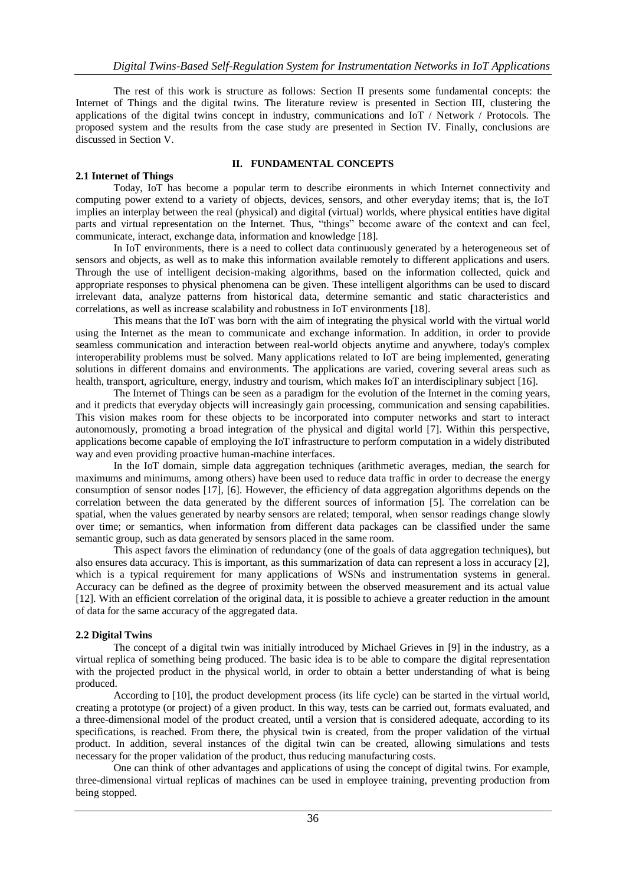The rest of this work is structure as follows: Section II presents some fundamental concepts: the Internet of Things and the digital twins. The literature review is presented in Section III, clustering the applications of the digital twins concept in industry, communications and IoT / Network / Protocols. The proposed system and the results from the case study are presented in Section IV. Finally, conclusions are discussed in Section V.

## II. FUNDAMENTAL CONCEPTS

### 2.1 Internet of Things

Today, IoT has become a popular term to describe eironments in which Internet connectivity and computing power extend to a variety of objects, devices, sensors, and other everyday items; that is, the IoT implies an interplay between the real (physical) and digital (virtual) worlds, where physical entities have digital parts and virtual representation on the Internet. Thus, "things" become aware of the context and can feel, communicate, interact, exchange data, information and knowledge [18].

In IoT environments, there is a need to collect data continuously generated by a heterogeneous set of sensors and objects, as well as to make this information available remotely to different applications and users. Through the use of intelligent decision-making algorithms, based on the information collected, quick and appropriate responses to physical phenomena can be given. These intelligent algorithms can be used to discard irrelevant data, analyze patterns from historical data, determine semantic and static characteristics and correlations, as well as increase scalability and robustness in IoT environments [18].

This means that the IoT was born with the aim of integrating the physical world with the virtual world using the Internet as the mean to communicate and exchange information. In addition, in order to provide seamless communication and interaction between real-world objects anytime and anywhere, today's complex interoperability problems must be solved. Many applications related to IoT are being implemented, generating solutions in different domains and environments. The applications are varied, covering several areas such as health, transport, agriculture, energy, industry and tourism, which makes IoT an interdisciplinary subject [16].

The Internet of Things can be seen as a paradigm for the evolution of the Internet in the coming years, and it predicts that everyday objects will increasingly gain processing, communication and sensing capabilities. This vision makes room for these objects to be incorporated into computer networks and start to interact autonomously, promoting a broad integration of the physical and digital world [7]. Within this perspective, applications become capable of employing the IoT infrastructure to perform computation in a widely distributed way and even providing proactive human-machine interfaces.

In the IoT domain, simple data aggregation techniques (arithmetic averages, median, the search for maximums and minimums, among others) have been used to reduce data traffic in order to decrease the energy consumption of sensor nodes [17], [6]. However, the efficiency of data aggregation algorithms depends on the correlation between the data generated by the different sources of information [5]. The correlation can be spatial, when the values generated by nearby sensors are related; temporal, when sensor readings change slowly over time; or semantics, when information from different data packages can be classified under the same semantic group, such as data generated by sensors placed in the same room.

This aspect favors the elimination of redundancy (one of the goals of data aggregation techniques), but also ensures data accuracy. This is important, as this summarization of data can represent a loss in accuracy [2], which is a typical requirement for many applications of WSNs and instrumentation systems in general. Accuracy can be defined as the degree of proximity between the observed measurement and its actual value [12]. With an efficient correlation of the original data, it is possible to achieve a greater reduction in the amount of data for the same accuracy of the aggregated data.

### 2.2 Digital Twins

The concept of a digital twin was initially introduced by Michael Grieves in [9] in the industry, as a virtual replica of something being produced. The basic idea is to be able to compare the digital representation with the projected product in the physical world, in order to obtain a better understanding of what is being produced.

According to [10], the product development process (its life cycle) can be started in the virtual world, creating a prototype (or project) of a given product. In this way, tests can be carried out, formats evaluated, and a three-dimensional model of the product created, until a version that is considered adequate, according to its specifications, is reached. From there, the physical twin is created, from the proper validation of the virtual product. In addition, several instances of the digital twin can be created, allowing simulations and tests necessary for the proper validation of the product, thus reducing manufacturing costs.

One can think of other advantages and applications of using the concept of digital twins. For example, three-dimensional virtual replicas of machines can be used in employee training, preventing production from being stopped.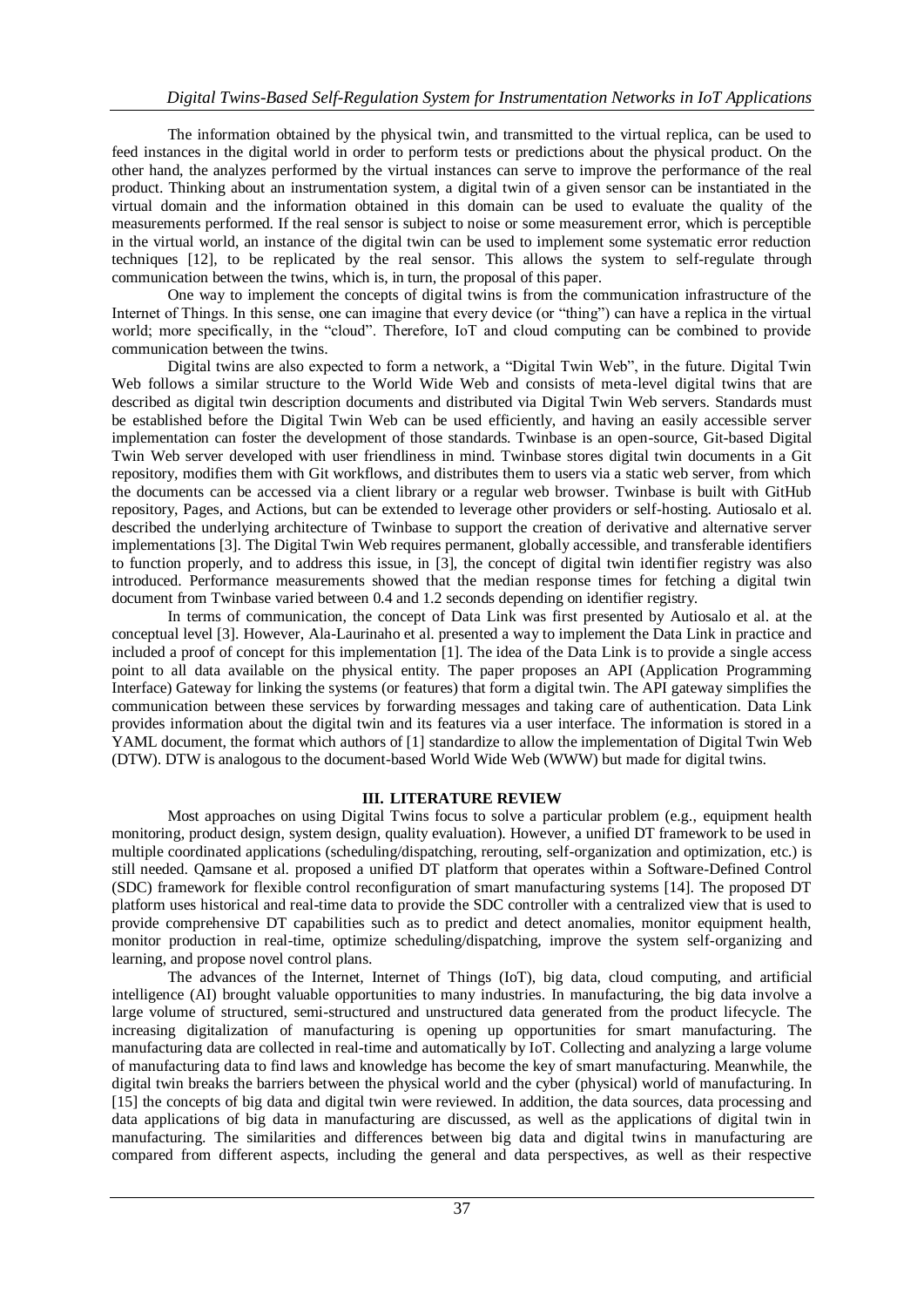The information obtained by the physical twin, and transmitted to the virtual replica, can be used to feed instances in the digital world in order to perform tests or predictions about the physical product. On the other hand, the analyzes performed by the virtual instances can serve to improve the performance of the real product. Thinking about an instrumentation system, a digital twin of a given sensor can be instantiated in the virtual domain and the information obtained in this domain can be used to evaluate the quality of the measurements performed. If the real sensor is subject to noise or some measurement error, which is perceptible in the virtual world, an instance of the digital twin can be used to implement some systematic error reduction techniques [12], to be replicated by the real sensor. This allows the system to self-regulate through communication between the twins, which is, in turn, the proposal of this paper.

One way to implement the concepts of digital twins is from the communication infrastructure of the Internet of Things. In this sense, one can imagine that every device (or "thing") can have a replica in the virtual world; more specifically, in the "cloud". Therefore, IoT and cloud computing can be combined to provide communication between the twins.

Digital twins are also expected to form a network, a "Digital Twin Web", in the future. Digital Twin Web follows a similar structure to the World Wide Web and consists of meta-level digital twins that are described as digital twin description documents and distributed via Digital Twin Web servers. Standards must be established before the Digital Twin Web can be used efficiently, and having an easily accessible server implementation can foster the development of those standards. Twinbase is an open-source, Git-based Digital Twin Web server developed with user friendliness in mind. Twinbase stores digital twin documents in a Git repository, modifies them with Git workflows, and distributes them to users via a static web server, from which the documents can be accessed via a client library or a regular web browser. Twinbase is built with GitHub repository, Pages, and Actions, but can be extended to leverage other providers or self-hosting. Autiosalo et al. described the underlying architecture of Twinbase to support the creation of derivative and alternative server implementations [3]. The Digital Twin Web requires permanent, globally accessible, and transferable identifiers to function properly, and to address this issue, in [3], the concept of digital twin identifier registry was also introduced. Performance measurements showed that the median response times for fetching a digital twin document from Twinbase varied between 0.4 and 1.2 seconds depending on identifier registry.

In terms of communication, the concept of Data Link was first presented by Autiosalo et al. at the conceptual level [3]. However, Ala-Laurinaho et al. presented a way to implement the Data Link in practice and included a proof of concept for this implementation [1]. The idea of the Data Link is to provide a single access point to all data available on the physical entity. The paper proposes an API (Application Programming Interface) Gateway for linking the systems (or features) that form a digital twin. The API gateway simplifies the communication between these services by forwarding messages and taking care of authentication. Data Link provides information about the digital twin and its features via a user interface. The information is stored in a YAML document, the format which authors of [1] standardize to allow the implementation of Digital Twin Web (DTW). DTW is analogous to the document-based World Wide Web (WWW) but made for digital twins.

## III. LITERATURE REVIEW

Most approaches on using Digital Twins focus to solve a particular problem (e.g., equipment health monitoring, product design, system design, quality evaluation). However, a unified DT framework to be used in multiple coordinated applications (scheduling/dispatching, rerouting, self-organization and optimization, etc.) is still needed. Qamsane et al. proposed a unified DT platform that operates within a Software-Defined Control (SDC) framework for flexible control reconfiguration of smart manufacturing systems [14]. The proposed DT platform uses historical and real-time data to provide the SDC controller with a centralized view that is used to provide comprehensive DT capabilities such as to predict and detect anomalies, monitor equipment health, monitor production in real-time, optimize scheduling/dispatching, improve the system self-organizing and learning, and propose novel control plans.

The advances of the Internet, Internet of Things (IoT), big data, cloud computing, and artificial intelligence (AI) brought valuable opportunities to many industries. In manufacturing, the big data involve a large volume of structured, semi-structured and unstructured data generated from the product lifecycle. The increasing digitalization of manufacturing is opening up opportunities for smart manufacturing. The manufacturing data are collected in real-time and automatically by IoT. Collecting and analyzing a large volume of manufacturing data to find laws and knowledge has become the key of smart manufacturing. Meanwhile, the digital twin breaks the barriers between the physical world and the cyber (physical) world of manufacturing. In [15] the concepts of big data and digital twin were reviewed. In addition, the data sources, data processing and data applications of big data in manufacturing are discussed, as well as the applications of digital twin in manufacturing. The similarities and differences between big data and digital twins in manufacturing are compared from different aspects, including the general and data perspectives, as well as their respective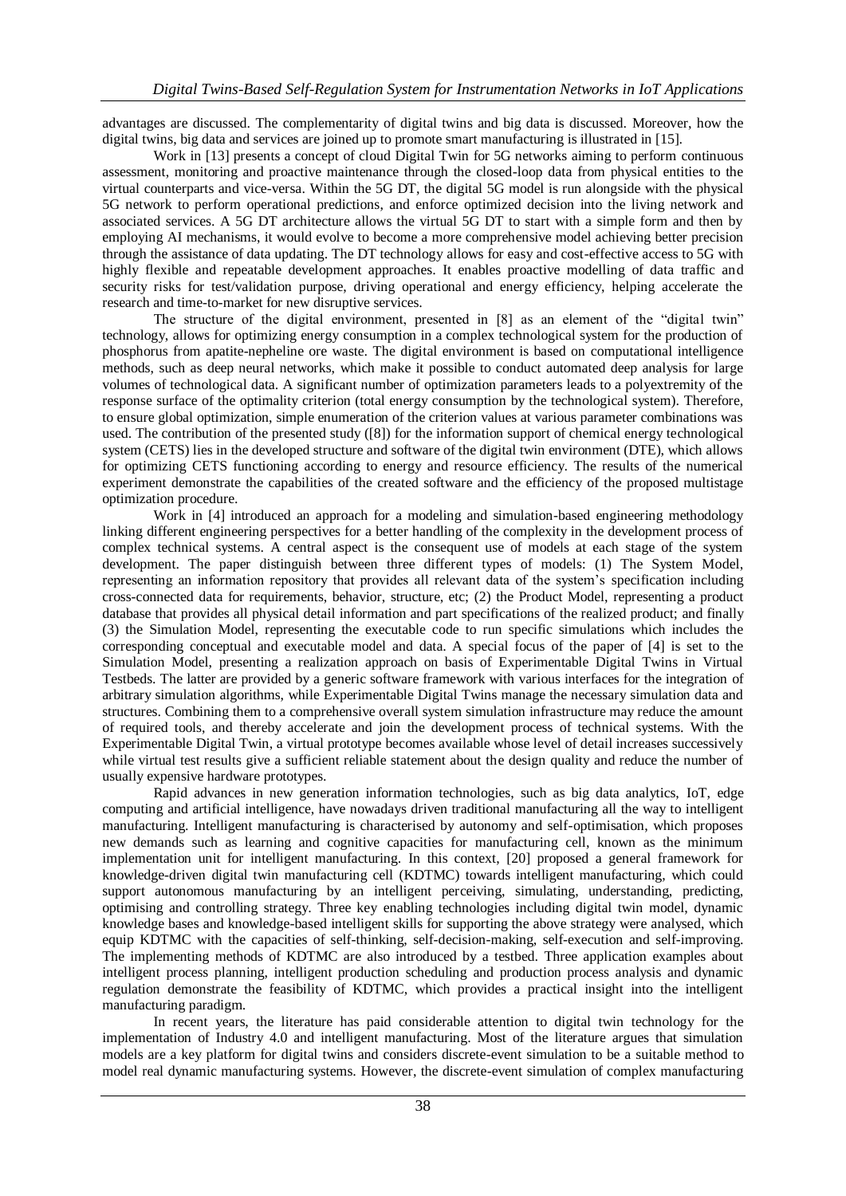advantages are discussed. The complementarity of digital twins and big data is discussed. Moreover, how the digital twins, big data and services are joined up to promote smart manufacturing is illustrated in [15].

Work in [13] presents a concept of cloud Digital Twin for 5G networks aiming to perform continuous assessment, monitoring and proactive maintenance through the closed-loop data from physical entities to the virtual counterparts and vice-versa. Within the 5G DT, the digital 5G model is run alongside with the physical 5G network to perform operational predictions, and enforce optimized decision into the living network and associated services. A 5G DT architecture allows the virtual 5G DT to start with a simple form and then by employing AI mechanisms, it would evolve to become a more comprehensive model achieving better precision through the assistance of data updating. The DT technology allows for easy and cost-effective access to 5G with highly flexible and repeatable development approaches. It enables proactive modelling of data traffic and security risks for test/validation purpose, driving operational and energy efficiency, helping accelerate the research and time-to-market for new disruptive services.

The structure of the digital environment, presented in [8] as an element of the "digital twin" technology, allows for optimizing energy consumption in a complex technological system for the production of phosphorus from apatite-nepheline ore waste. The digital environment is based on computational intelligence methods, such as deep neural networks, which make it possible to conduct automated deep analysis for large volumes of technological data. A significant number of optimization parameters leads to a polyextremity of the response surface of the optimality criterion (total energy consumption by the technological system). Therefore, to ensure global optimization, simple enumeration of the criterion values at various parameter combinations was used. The contribution of the presented study ([8]) for the information support of chemical energy technological system (CETS) lies in the developed structure and software of the digital twin environment (DTE), which allows for optimizing CETS functioning according to energy and resource efficiency. The results of the numerical experiment demonstrate the capabilities of the created software and the efficiency of the proposed multistage optimization procedure.

Work in [4] introduced an approach for a modeling and simulation-based engineering methodology linking different engineering perspectives for a better handling of the complexity in the development process of complex technical systems. A central aspect is the consequent use of models at each stage of the system development. The paper distinguish between three different types of models: (1) The System Model, representing an information repository that provides all relevant data of the system's specification including cross-connected data for requirements, behavior, structure, etc; (2) the Product Model, representing a product database that provides all physical detail information and part specifications of the realized product; and finally (3) the Simulation Model, representing the executable code to run specific simulations which includes the corresponding conceptual and executable model and data. A special focus of the paper of [4] is set to the Simulation Model, presenting a realization approach on basis of Experimentable Digital Twins in Virtual Testbeds. The latter are provided by a generic software framework with various interfaces for the integration of arbitrary simulation algorithms, while Experimentable Digital Twins manage the necessary simulation data and structures. Combining them to a comprehensive overall system simulation infrastructure may reduce the amount of required tools, and thereby accelerate and join the development process of technical systems. With the Experimentable Digital Twin, a virtual prototype becomes available whose level of detail increases successively while virtual test results give a sufficient reliable statement about the design quality and reduce the number of usually expensive hardware prototypes.

Rapid advances in new generation information technologies, such as big data analytics, IoT, edge computing and artificial intelligence, have nowadays driven traditional manufacturing all the way to intelligent manufacturing. Intelligent manufacturing is characterised by autonomy and self-optimisation, which proposes new demands such as learning and cognitive capacities for manufacturing cell, known as the minimum implementation unit for intelligent manufacturing. In this context, [20] proposed a general framework for knowledge-driven digital twin manufacturing cell (KDTMC) towards intelligent manufacturing, which could support autonomous manufacturing by an intelligent perceiving, simulating, understanding, predicting, optimising and controlling strategy. Three key enabling technologies including digital twin model, dynamic knowledge bases and knowledge-based intelligent skills for supporting the above strategy were analysed, which equip KDTMC with the capacities of self-thinking, self-decision-making, self-execution and self-improving. The implementing methods of KDTMC are also introduced by a testbed. Three application examples about intelligent process planning, intelligent production scheduling and production process analysis and dynamic regulation demonstrate the feasibility of KDTMC, which provides a practical insight into the intelligent manufacturing paradigm.

In recent years, the literature has paid considerable attention to digital twin technology for the implementation of Industry 4.0 and intelligent manufacturing. Most of the literature argues that simulation models are a key platform for digital twins and considers discrete-event simulation to be a suitable method to model real dynamic manufacturing systems. However, the discrete-event simulation of complex manufacturing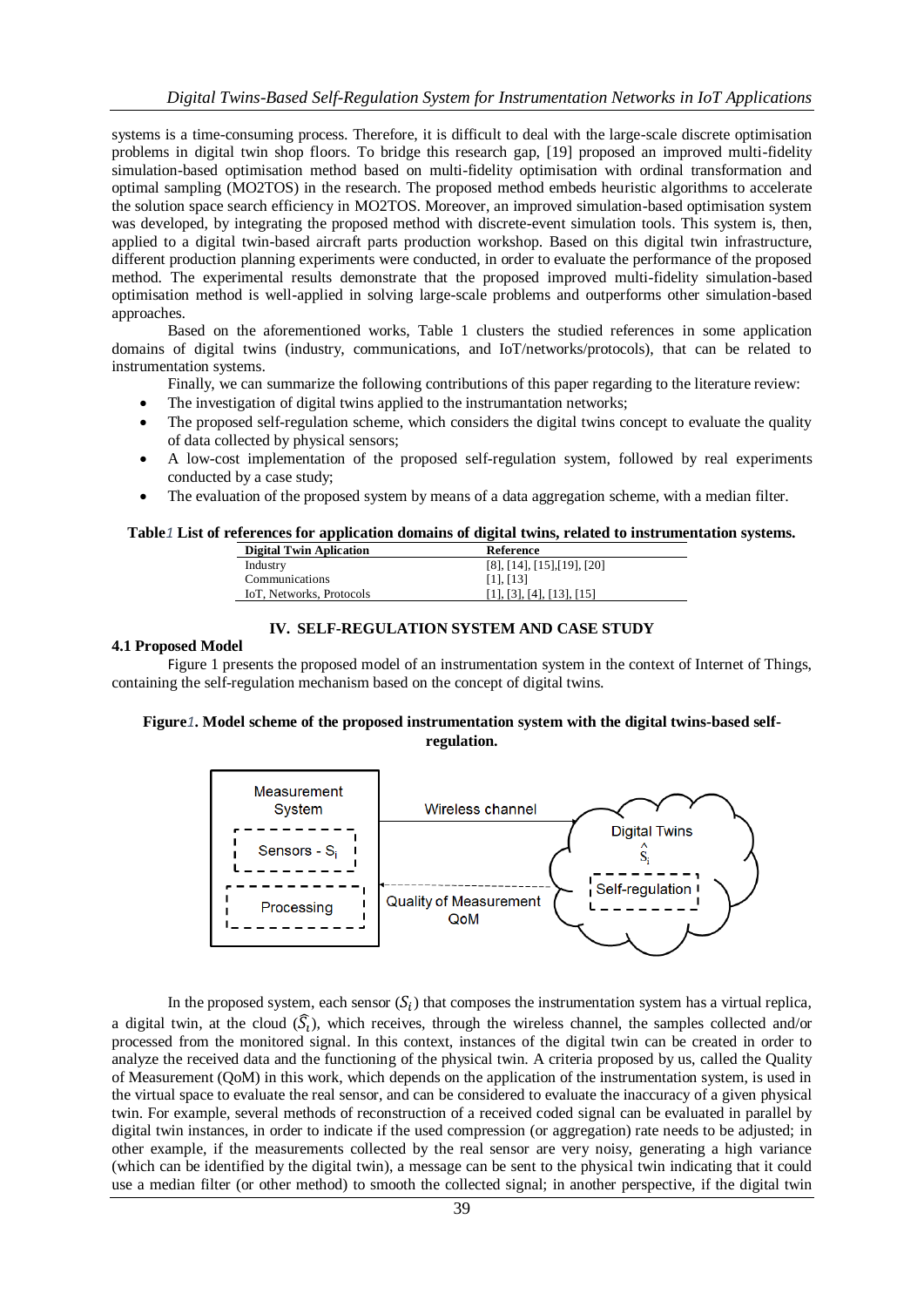systems is a time-consuming process. Therefore, it is difficult to deal with the large-scale discrete optimisation problems in digital twin shop floors. To bridge this research gap, [19] proposed an improved multi-fidelity simulation-based optimisation method based on multi-fidelity optimisation with ordinal transformation and optimal sampling (MO2TOS) in the research. The proposed method embeds heuristic algorithms to accelerate the solution space search efficiency in MO2TOS. Moreover, an improved simulation-based optimisation system was developed, by integrating the proposed method with discrete-event simulation tools. This system is, then, applied to a digital twin-based aircraft parts production workshop. Based on this digital twin infrastructure, different production planning experiments were conducted, in order to evaluate the performance of the proposed method. The experimental results demonstrate that the proposed improved multi-fidelity simulation-based optimisation method is well-applied in solving large-scale problems and outperforms other simulation-based approaches.

Based on the aforementioned works, Table 1 clusters the studied references in some application domains of digital twins (industry, communications, and IoT/networks/protocols), that can be related to instrumentation systems.

Finally, we can summarize the following contributions of this paper regarding to the literature review:

- The investigation of digital twins applied to the instrumantation networks;
- The proposed self-regulation scheme, which considers the digital twins concept to evaluate the quality of data collected by physical sensors;
- A low-cost implementation of the proposed self-regulation system, followed by real experiments conducted by a case study;
- The evaluation of the proposed system by means of a data aggregation scheme, with a median filter.

**Table1 List of references for application domains of digital twins, related to instrumentation systems.**

| Digital Twin Aplication | Reference |
|---|---|
| Industry | [8], [14], [15],[19], [20] |
| Communications | [1], [13] |
| IoT, Networks, Protocols | [1], [3], [4], [13], [15] |

## IV. SELF-REGULATION SYSTEM AND CASE STUDY

### 4.1 Proposed Model

Figure 1 presents the proposed model of an instrumentation system in the context of Internet of Things, containing the self-regulation mechanism based on the concept of digital twins.

**Figure1. Model scheme of the proposed instrumentation system with the digital twins-based self-regulation.**

In the proposed system, each sensor ($S_i$) that composes the instrumentation system has a virtual replica, a digital twin, at the cloud ($\widehat{S_i}$), which receives, through the wireless channel, the samples collected and/or processed from the monitored signal. In this context, instances of the digital twin can be created in order to analyze the received data and the functioning of the physical twin. A criteria proposed by us, called the Quality of Measurement (QoM) in this work, which depends on the application of the instrumentation system, is used in the virtual space to evaluate the real sensor, and can be considered to evaluate the inaccuracy of a given physical twin. For example, several methods of reconstruction of a received coded signal can be evaluated in parallel by digital twin instances, in order to indicate if the used compression (or aggregation) rate needs to be adjusted; in other example, if the measurements collected by the real sensor are very noisy, generating a high variance (which can be identified by the digital twin), a message can be sent to the physical twin indicating that it could use a median filter (or other method) to smooth the collected signal; in another perspective, if the digital twin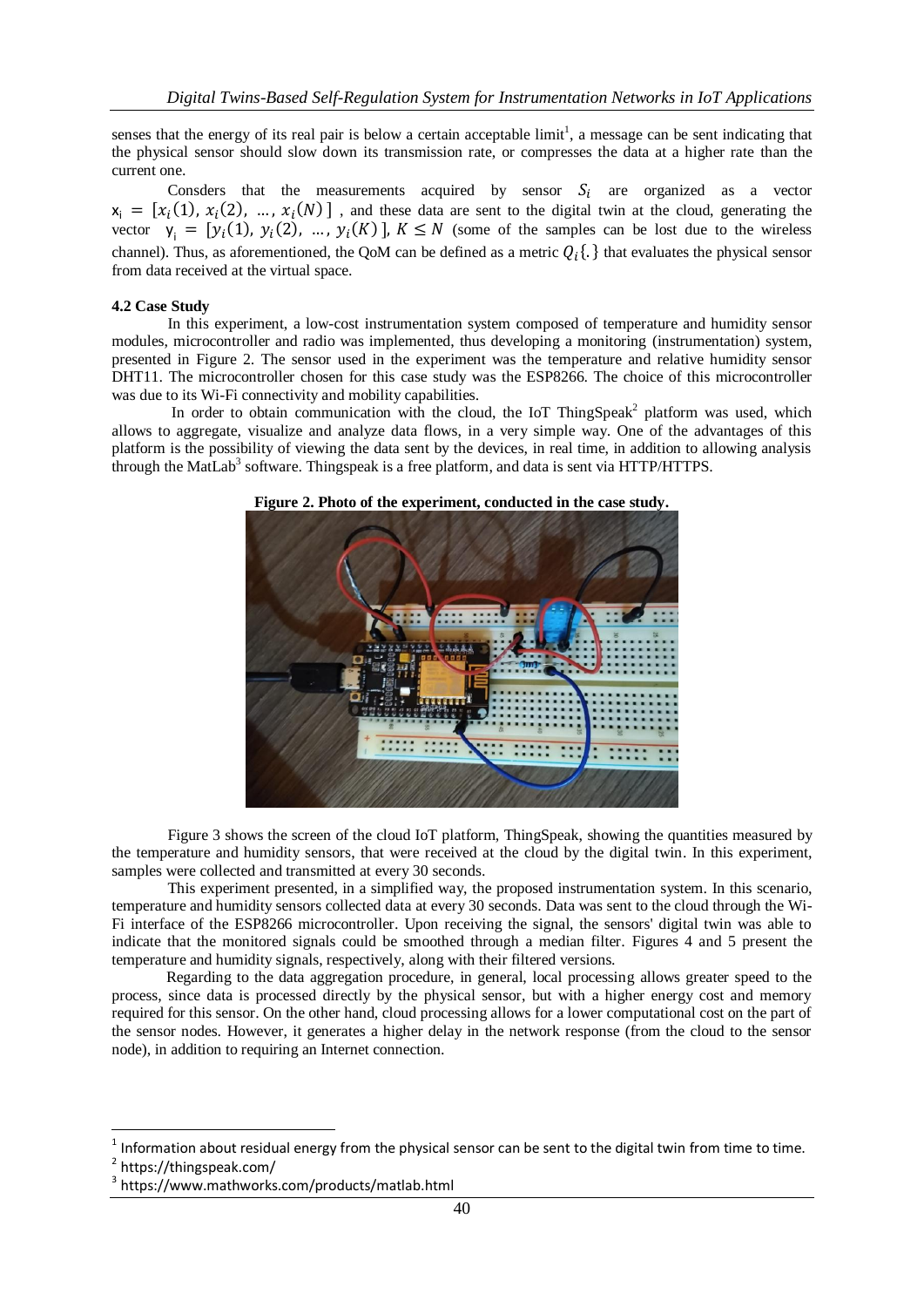senses that the energy of its real pair is below a certain acceptable limit[1], a message can be sent indicating that the physical sensor should slow down its transmission rate, or compresses the data at a higher rate than the current one.

Consders that the measurements acquired by sensor $S_i$ are organized as a vector $\mathrm{x}_i = [x_i(1), x_i(2), \ldots, x_i(N)]$, and these data are sent to the digital twin at the cloud, generating the vector $\mathrm{y}_i = [y_i(1), y_i(2), \ldots, y_i(K)]$, $K \leq N$ (some of the samples can be lost due to the wireless channel). Thus, as aforementioned, the QoM can be defined as a metric $Q_i\{.\}$ that evaluates the physical sensor from data received at the virtual space.

**4.2 Case Study**

In this experiment, a low-cost instrumentation system composed of temperature and humidity sensor modules, microcontroller and radio was implemented, thus developing a monitoring (instrumentation) system, presented in Figure 2. The sensor used in the experiment was the temperature and relative humidity sensor DHT11. The microcontroller chosen for this case study was the ESP8266. The choice of this microcontroller was due to its Wi-Fi connectivity and mobility capabilities.

In order to obtain communication with the cloud, the IoT ThingSpeak[2] platform was used, which allows to aggregate, visualize and analyze data flows, in a very simple way. One of the advantages of this platform is the possibility of viewing the data sent by the devices, in real time, in addition to allowing analysis through the MatLab[3] software. Thingspeak is a free platform, and data is sent via HTTP/HTTPS.

**Figure 2. Photo of the experiment, conducted in the case study.**

Figure 3 shows the screen of the cloud IoT platform, ThingSpeak, showing the quantities measured by the temperature and humidity sensors, that were received at the cloud by the digital twin. In this experiment, samples were collected and transmitted at every 30 seconds.

This experiment presented, in a simplified way, the proposed instrumentation system. In this scenario, temperature and humidity sensors collected data at every 30 seconds. Data was sent to the cloud through the Wi-Fi interface of the ESP8266 microcontroller. Upon receiving the signal, the sensors' digital twin was able to indicate that the monitored signals could be smoothed through a median filter. Figures 4 and 5 present the temperature and humidity signals, respectively, along with their filtered versions.

Regarding to the data aggregation procedure, in general, local processing allows greater speed to the process, since data is processed directly by the physical sensor, but with a higher energy cost and memory required for this sensor. On the other hand, cloud processing allows for a lower computational cost on the part of the sensor nodes. However, it generates a higher delay in the network response (from the cloud to the sensor node), in addition to requiring an Internet connection.

---

[1] Information about residual energy from the physical sensor can be sent to the digital twin from time to time.

[2] https://thingspeak.com/

[3] https://www.mathworks.com/products/matlab.html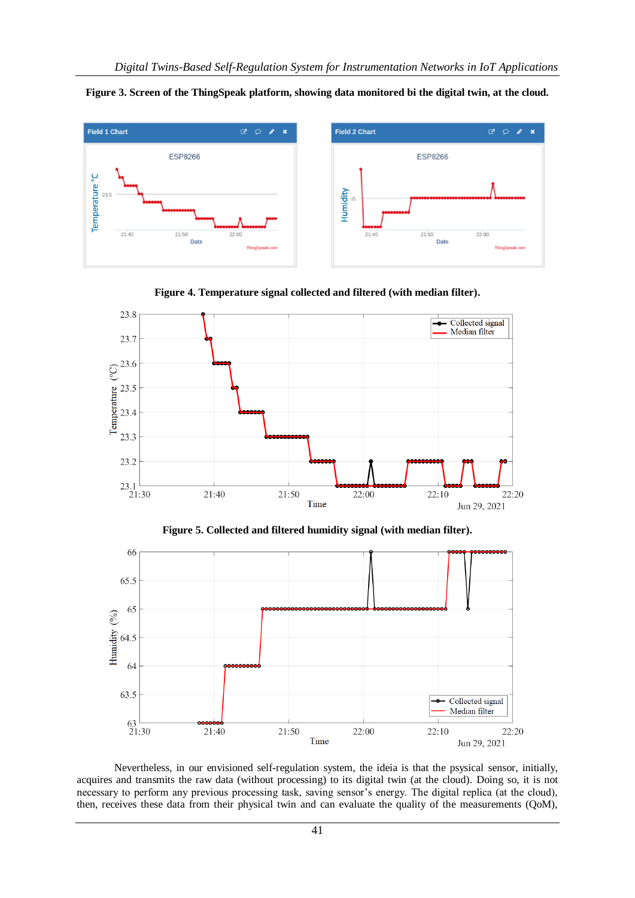**Figure 3. Screen of the ThingSpeak platform, showing data monitored bi the digital twin, at the cloud.**

**Figure 4. Temperature signal collected and filtered (with median filter).**

**Figure 5. Collected and filtered humidity signal (with median filter).**

Nevertheless, in our envisioned self-regulation system, the ideia is that the psysical sensor, initially, acquires and transmits the raw data (without processing) to its digital twin (at the cloud). Doing so, it is not necessary to perform any previous processing task, saving sensor's energy. The digital replica (at the cloud), then, receives these data from their physical twin and can evaluate the quality of the measurements (QoM),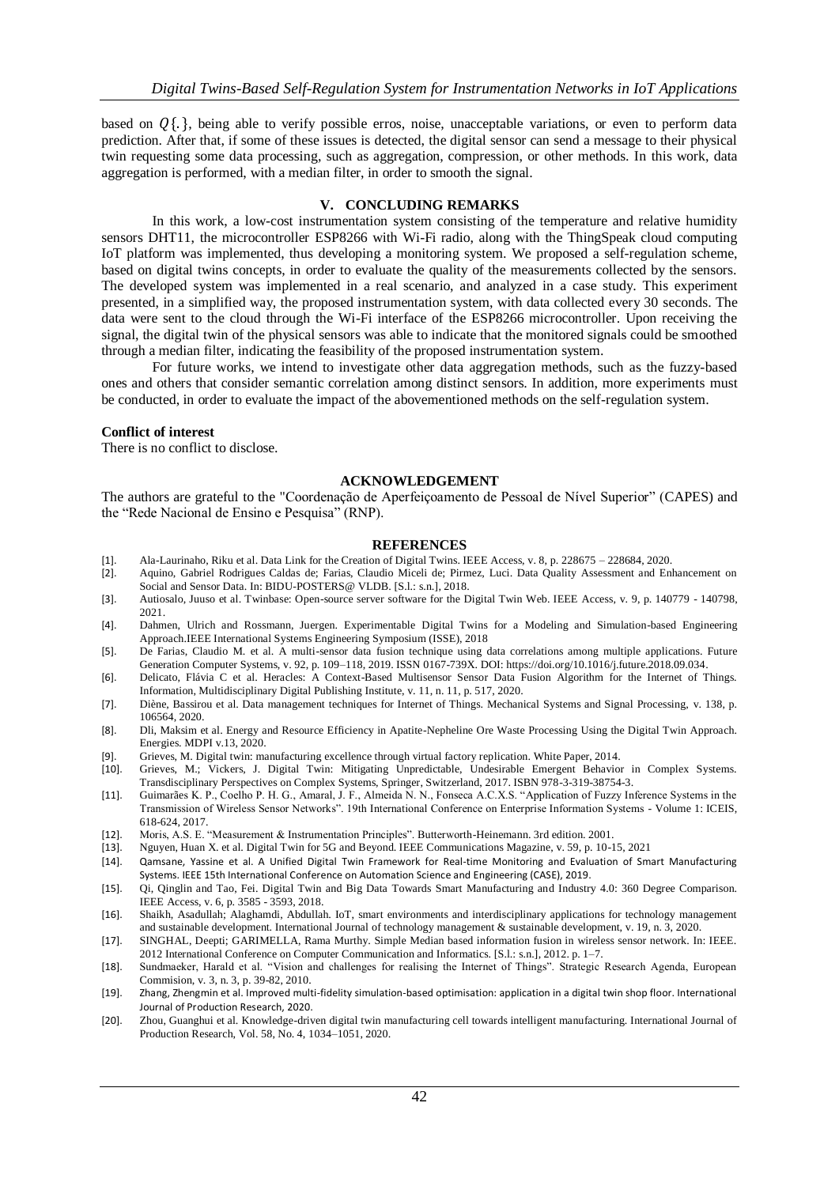based on $Q\{.\}$, being able to verify possible erros, noise, unacceptable variations, or even to perform data prediction. After that, if some of these issues is detected, the digital sensor can send a message to their physical twin requesting some data processing, such as aggregation, compression, or other methods. In this work, data aggregation is performed, with a median filter, in order to smooth the signal.

## V. CONCLUDING REMARKS

In this work, a low-cost instrumentation system consisting of the temperature and relative humidity sensors DHT11, the microcontroller ESP8266 with Wi-Fi radio, along with the ThingSpeak cloud computing IoT platform was implemented, thus developing a monitoring system. We proposed a self-regulation scheme, based on digital twins concepts, in order to evaluate the quality of the measurements collected by the sensors. The developed system was implemented in a real scenario, and analyzed in a case study. This experiment presented, in a simplified way, the proposed instrumentation system, with data collected every 30 seconds. The data were sent to the cloud through the Wi-Fi interface of the ESP8266 microcontroller. Upon receiving the signal, the digital twin of the physical sensors was able to indicate that the monitored signals could be smoothed through a median filter, indicating the feasibility of the proposed instrumentation system.

For future works, we intend to investigate other data aggregation methods, such as the fuzzy-based ones and others that consider semantic correlation among distinct sensors. In addition, more experiments must be conducted, in order to evaluate the impact of the abovementioned methods on the self-regulation system.

**Conflict of interest**

There is no conflict to disclose.

## ACKNOWLEDGEMENT

The authors are grateful to the "Coordenação de Aperfeiçoamento de Pessoal de Nível Superior" (CAPES) and the "Rede Nacional de Ensino e Pesquisa" (RNP).

## REFERENCES

[1]. Ala-Laurinaho, Riku et al. Data Link for the Creation of Digital Twins. IEEE Access, v. 8, p. 228675 – 228684, 2020.

[2]. Aquino, Gabriel Rodrigues Caldas de; Farias, Claudio Miceli de; Pirmez, Luci. Data Quality Assessment and Enhancement on Social and Sensor Data. In: BIDU-POSTERS@ VLDB. [S.l.: s.n.], 2018.

[3]. Autiosalo, Juuso et al. Twinbase: Open-source server software for the Digital Twin Web. IEEE Access, v. 9, p. 140779 - 140798, 2021.

[4]. Dahmen, Ulrich and Rossmann, Juergen. Experimentable Digital Twins for a Modeling and Simulation-based Engineering Approach.IEEE International Systems Engineering Symposium (ISSE), 2018

[5]. De Farias, Claudio M. et al. A multi-sensor data fusion technique using data correlations among multiple applications. Future Generation Computer Systems, v. 92, p. 109–118, 2019. ISSN 0167-739X. DOI: https://doi.org/10.1016/j.future.2018.09.034.

[6]. Delicato, Flávia C et al. Heracles: A Context-Based Multisensor Sensor Data Fusion Algorithm for the Internet of Things. Information, Multidisciplinary Digital Publishing Institute, v. 11, n. 11, p. 517, 2020.

[7]. Diène, Bassirou et al. Data management techniques for Internet of Things. Mechanical Systems and Signal Processing, v. 138, p. 106564, 2020.

[8]. Dli, Maksim et al. Energy and Resource Efficiency in Apatite-Nepheline Ore Waste Processing Using the Digital Twin Approach. Energies. MDPI v.13, 2020.

[9]. Grieves, M. Digital twin: manufacturing excellence through virtual factory replication. White Paper, 2014.

[10]. Grieves, M.; Vickers, J. Digital Twin: Mitigating Unpredictable, Undesirable Emergent Behavior in Complex Systems. Transdisciplinary Perspectives on Complex Systems, Springer, Switzerland, 2017. ISBN 978-3-319-38754-3.

[11]. Guimarães K. P., Coelho P. H. G., Amaral, J. F., Almeida N. N., Fonseca A.C.X.S. "Application of Fuzzy Inference Systems in the Transmission of Wireless Sensor Networks". 19th International Conference on Enterprise Information Systems - Volume 1: ICEIS, 618-624, 2017.

[12]. Moris, A.S. E. "Measurement & Instrumentation Principles". Butterworth-Heinemann. 3rd edition. 2001.

[13]. Nguyen, Huan X. et al. Digital Twin for 5G and Beyond. IEEE Communications Magazine, v. 59, p. 10-15, 2021

[14]. Qamsane, Yassine et al. A Unified Digital Twin Framework for Real-time Monitoring and Evaluation of Smart Manufacturing Systems. IEEE 15th International Conference on Automation Science and Engineering (CASE), 2019.

[15]. Qi, Qinglin and Tao, Fei. Digital Twin and Big Data Towards Smart Manufacturing and Industry 4.0: 360 Degree Comparison. IEEE Access, v. 6, p. 3585 - 3593, 2018.

[16]. Shaikh, Asadullah; Alaghamdi, Abdullah. IoT, smart environments and interdisciplinary applications for technology management and sustainable development. International Journal of technology management & sustainable development, v. 19, n. 3, 2020.

[17]. SINGHAL, Deepti; GARIMELLA, Rama Murthy. Simple Median based information fusion in wireless sensor network. In: IEEE. 2012 International Conference on Computer Communication and Informatics. [S.l.: s.n.], 2012. p. 1–7.

[18]. Sundmaeker, Harald et al. "Vision and challenges for realising the Internet of Things". Strategic Research Agenda, European Commision, v. 3, n. 3, p. 39-82, 2010.

[19]. Zhang, Zhengmin et al. Improved multi-fidelity simulation-based optimisation: application in a digital twin shop floor. International Journal of Production Research, 2020.

[20]. Zhou, Guanghui et al. Knowledge-driven digital twin manufacturing cell towards intelligent manufacturing. International Journal of Production Research, Vol. 58, No. 4, 1034–1051, 2020.